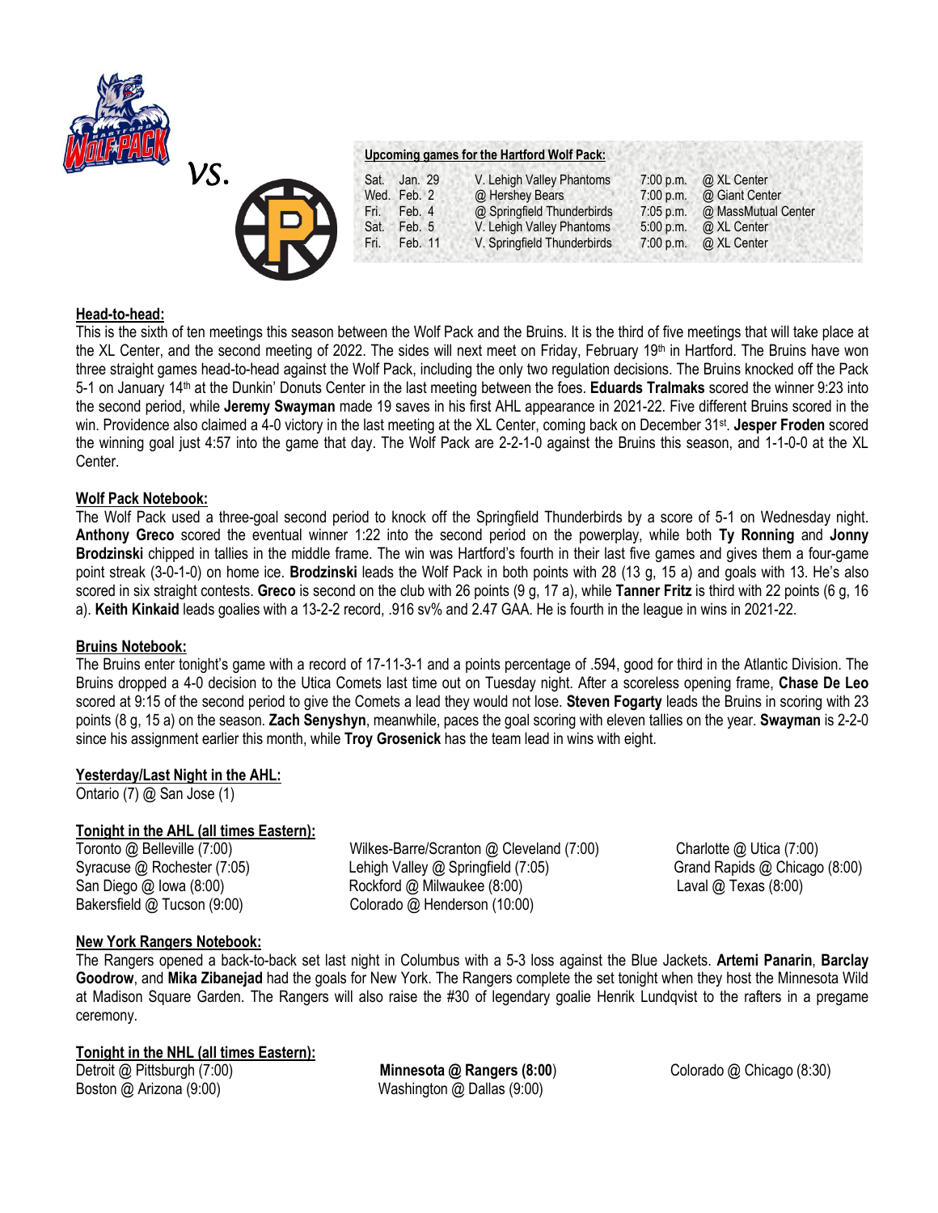vs.

**Upcoming games for the Hartford Wolf Pack:**

| | | | | |
|---|---|---|---|---|
| Sat. | Jan. 29 | V. Lehigh Valley Phantoms | 7:00 p.m. | @ XL Center |
| Wed. | Feb. 2 | @ Hershey Bears | 7:00 p.m. | @ Giant Center |
| Fri. | Feb. 4 | @ Springfield Thunderbirds | 7:05 p.m. | @ MassMutual Center |
| Sat. | Feb. 5 | V. Lehigh Valley Phantoms | 5:00 p.m. | @ XL Center |
| Fri. | Feb. 11 | V. Springfield Thunderbirds | 7:00 p.m. | @ XL Center |

**Head-to-head:**

This is the sixth of ten meetings this season between the Wolf Pack and the Bruins. It is the third of five meetings that will take place at the XL Center, and the second meeting of 2022. The sides will next meet on Friday, February 19th in Hartford. The Bruins have won three straight games head-to-head against the Wolf Pack, including the only two regulation decisions. The Bruins knocked off the Pack 5-1 on January 14th at the Dunkin' Donuts Center in the last meeting between the foes. **Eduards Tralmaks** scored the winner 9:23 into the second period, while **Jeremy Swayman** made 19 saves in his first AHL appearance in 2021-22. Five different Bruins scored in the win. Providence also claimed a 4-0 victory in the last meeting at the XL Center, coming back on December 31st. **Jesper Froden** scored the winning goal just 4:57 into the game that day. The Wolf Pack are 2-2-1-0 against the Bruins this season, and 1-1-0-0 at the XL Center.

**Wolf Pack Notebook:**

The Wolf Pack used a three-goal second period to knock off the Springfield Thunderbirds by a score of 5-1 on Wednesday night. **Anthony Greco** scored the eventual winner 1:22 into the second period on the powerplay, while both **Ty Ronning** and **Jonny Brodzinski** chipped in tallies in the middle frame. The win was Hartford's fourth in their last five games and gives them a four-game point streak (3-0-1-0) on home ice. **Brodzinski** leads the Wolf Pack in both points with 28 (13 g, 15 a) and goals with 13. He's also scored in six straight contests. **Greco** is second on the club with 26 points (9 g, 17 a), while **Tanner Fritz** is third with 22 points (6 g, 16 a). **Keith Kinkaid** leads goalies with a 13-2-2 record, .916 sv% and 2.47 GAA. He is fourth in the league in wins in 2021-22.

**Bruins Notebook:**

The Bruins enter tonight's game with a record of 17-11-3-1 and a points percentage of .594, good for third in the Atlantic Division. The Bruins dropped a 4-0 decision to the Utica Comets last time out on Tuesday night. After a scoreless opening frame, **Chase De Leo** scored at 9:15 of the second period to give the Comets a lead they would not lose. **Steven Fogarty** leads the Bruins in scoring with 23 points (8 g, 15 a) on the season. **Zach Senyshyn**, meanwhile, paces the goal scoring with eleven tallies on the year. **Swayman** is 2-2-0 since his assignment earlier this month, while **Troy Grosenick** has the team lead in wins with eight.

**Yesterday/Last Night in the AHL:**

Ontario (7) @ San Jose (1)

**Tonight in the AHL (all times Eastern):**

Toronto @ Belleville (7:00)
Syracuse @ Rochester (7:05)
San Diego @ Iowa (8:00)
Bakersfield @ Tucson (9:00)
Wilkes-Barre/Scranton @ Cleveland (7:00)
Lehigh Valley @ Springfield (7:05)
Rockford @ Milwaukee (8:00)
Colorado @ Henderson (10:00)
Charlotte @ Utica (7:00)
Grand Rapids @ Chicago (8:00)
Laval @ Texas (8:00)

**New York Rangers Notebook:**

The Rangers opened a back-to-back set last night in Columbus with a 5-3 loss against the Blue Jackets. **Artemi Panarin**, **Barclay Goodrow**, and **Mika Zibanejad** had the goals for New York. The Rangers complete the set tonight when they host the Minnesota Wild at Madison Square Garden. The Rangers will also raise the #30 of legendary goalie Henrik Lundqvist to the rafters in a pregame ceremony.

**Tonight in the NHL (all times Eastern):**

Detroit @ Pittsburgh (7:00)
Boston @ Arizona (9:00)
**Minnesota @ Rangers (8:00)**
Washington @ Dallas (9:00)
Colorado @ Chicago (8:30)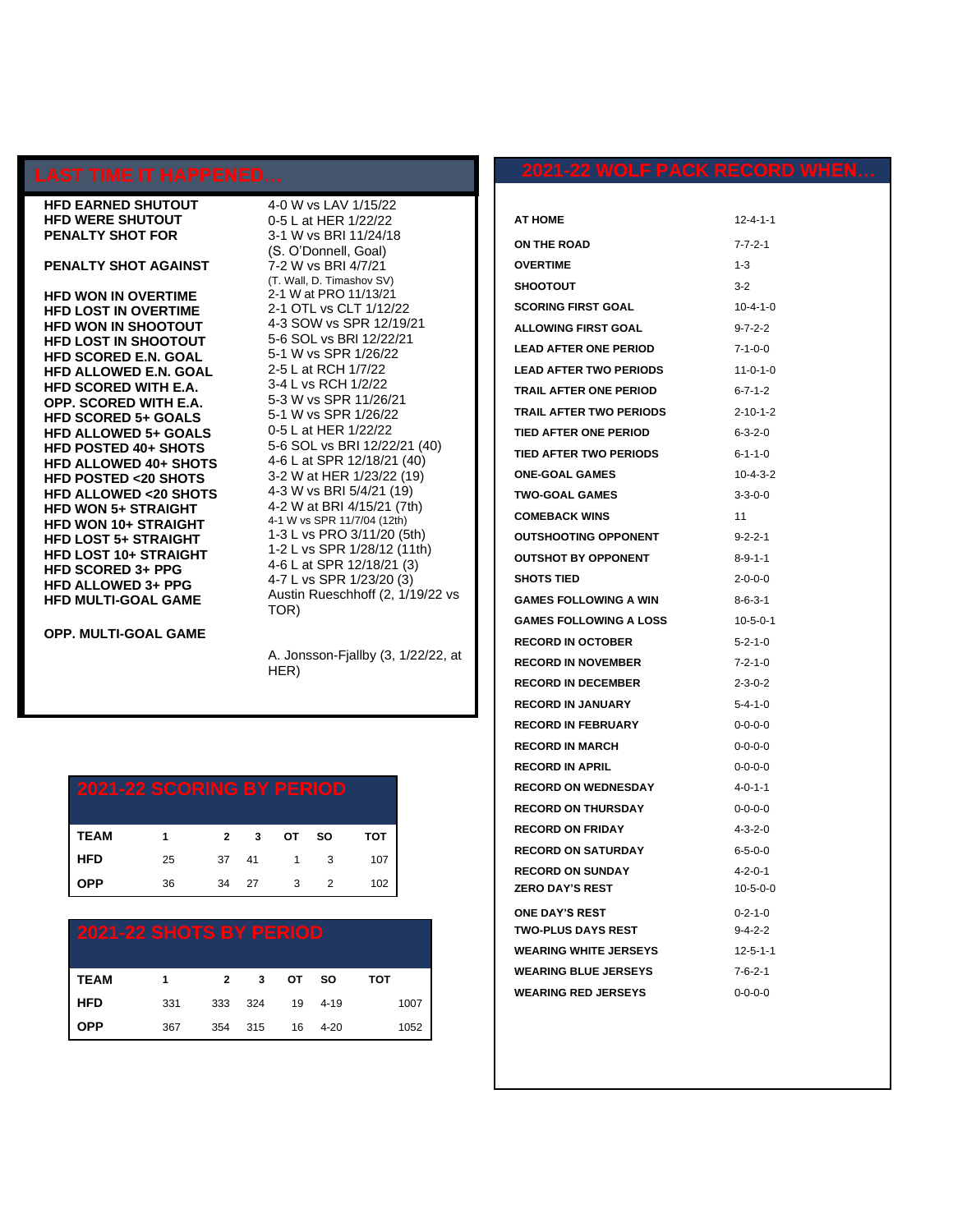## LAST TIME IT HAPPENED…

| | |
|---|---|
| **HFD EARNED SHUTOUT** | 4-0 W vs LAV 1/15/22 |
| **HFD WERE SHUTOUT** | 0-5 L at HER 1/22/22 |
| **PENALTY SHOT FOR** | 3-1 W vs BRI 11/24/18 (S. O'Donnell, Goal) |
| **PENALTY SHOT AGAINST** | 7-2 W vs BRI 4/7/21 (T. Wall, D. Timashov SV) |
| **HFD WON IN OVERTIME** | 2-1 W at PRO 11/13/21 |
| **HFD LOST IN OVERTIME** | 2-1 OTL vs CLT 1/12/22 |
| **HFD WON IN SHOOTOUT** | 4-3 SOW vs SPR 12/19/21 |
| **HFD LOST IN SHOOTOUT** | 5-6 SOL vs BRI 12/22/21 |
| **HFD SCORED E.N. GOAL** | 5-1 W vs SPR 1/26/22 |
| **HFD ALLOWED E.N. GOAL** | 2-5 L at RCH 1/7/22 |
| **HFD SCORED WITH E.A.** | 3-4 L vs RCH 1/2/22 |
| **OPP. SCORED WITH E.A.** | 5-3 W vs SPR 11/26/21 |
| **HFD SCORED 5+ GOALS** | 5-1 W vs SPR 1/26/22 |
| **HFD ALLOWED 5+ GOALS** | 0-5 L at HER 1/22/22 |
| **HFD POSTED 40+ SHOTS** | 5-6 SOL vs BRI 12/22/21 (40) |
| **HFD ALLOWED 40+ SHOTS** | 4-6 L at SPR 12/18/21 (40) |
| **HFD POSTED <20 SHOTS** | 3-2 W at HER 1/23/22 (19) |
| **HFD ALLOWED <20 SHOTS** | 4-3 W vs BRI 5/4/21 (19) |
| **HFD WON 5+ STRAIGHT** | 4-2 W at BRI 4/15/21 (7th) |
| **HFD WON 10+ STRAIGHT** | 4-1 W vs SPR 11/7/04 (12th) |
| **HFD LOST 5+ STRAIGHT** | 1-3 L vs PRO 3/11/20 (5th) |
| **HFD LOST 10+ STRAIGHT** | 1-2 L vs SPR 1/28/12 (11th) |
| **HFD SCORED 3+ PPG** | 4-6 L at SPR 12/18/21 (3) |
| **HFD ALLOWED 3+ PPG** | 4-7 L vs SPR 1/23/20 (3) |
| **HFD MULTI-GOAL GAME** | Austin Rueschhoff (2, 1/19/22 vs TOR) |
| **OPP. MULTI-GOAL GAME** | A. Jonsson-Fjallby (3, 1/22/22, at HER) |

## 2021-22 SCORING BY PERIOD

| TEAM | 1 | 2 | 3 | OT | SO | TOT |
|---|---|---|---|---|---|---|
| HFD | 25 | 37 | 41 | 1 | 3 | 107 |
| OPP | 36 | 34 | 27 | 3 | 2 | 102 |

## 2021-22 SHOTS BY PERIOD

| TEAM | 1 | 2 | 3 | OT | SO | TOT |
|---|---|---|---|---|---|---|
| HFD | 331 | 333 | 324 | 19 | 4-19 | 1007 |
| OPP | 367 | 354 | 315 | 16 | 4-20 | 1052 |

## 2021-22 WOLF PACK RECORD WHEN…

| | |
|---|---|
| **AT HOME** | 12-4-1-1 |
| **ON THE ROAD** | 7-7-2-1 |
| **OVERTIME** | 1-3 |
| **SHOOTOUT** | 3-2 |
| **SCORING FIRST GOAL** | 10-4-1-0 |
| **ALLOWING FIRST GOAL** | 9-7-2-2 |
| **LEAD AFTER ONE PERIOD** | 7-1-0-0 |
| **LEAD AFTER TWO PERIODS** | 11-0-1-0 |
| **TRAIL AFTER ONE PERIOD** | 6-7-1-2 |
| **TRAIL AFTER TWO PERIODS** | 2-10-1-2 |
| **TIED AFTER ONE PERIOD** | 6-3-2-0 |
| **TIED AFTER TWO PERIODS** | 6-1-1-0 |
| **ONE-GOAL GAMES** | 10-4-3-2 |
| **TWO-GOAL GAMES** | 3-3-0-0 |
| **COMEBACK WINS** | 11 |
| **OUTSHOOTING OPPONENT** | 9-2-2-1 |
| **OUTSHOT BY OPPONENT** | 8-9-1-1 |
| **SHOTS TIED** | 2-0-0-0 |
| **GAMES FOLLOWING A WIN** | 8-6-3-1 |
| **GAMES FOLLOWING A LOSS** | 10-5-0-1 |
| **RECORD IN OCTOBER** | 5-2-1-0 |
| **RECORD IN NOVEMBER** | 7-2-1-0 |
| **RECORD IN DECEMBER** | 2-3-0-2 |
| **RECORD IN JANUARY** | 5-4-1-0 |
| **RECORD IN FEBRUARY** | 0-0-0-0 |
| **RECORD IN MARCH** | 0-0-0-0 |
| **RECORD IN APRIL** | 0-0-0-0 |
| **RECORD ON WEDNESDAY** | 4-0-1-1 |
| **RECORD ON THURSDAY** | 0-0-0-0 |
| **RECORD ON FRIDAY** | 4-3-2-0 |
| **RECORD ON SATURDAY** | 6-5-0-0 |
| **RECORD ON SUNDAY** | 4-2-0-1 |
| **ZERO DAY'S REST** | 10-5-0-0 |
| **ONE DAY'S REST** | 0-2-1-0 |
| **TWO-PLUS DAYS REST** | 9-4-2-2 |
| **WEARING WHITE JERSEYS** | 12-5-1-1 |
| **WEARING BLUE JERSEYS** | 7-6-2-1 |
| **WEARING RED JERSEYS** | 0-0-0-0 |